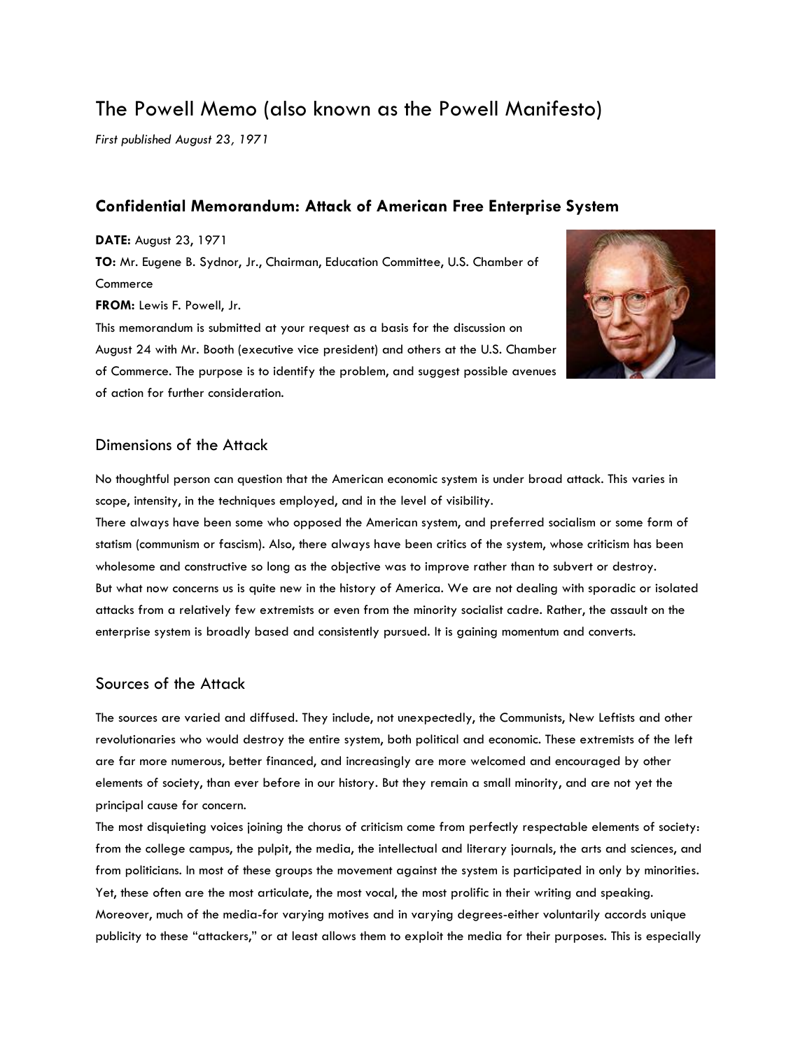# The Powell Memo (also known as the Powell Manifesto)

*First published August 23, 1971*

## Confidential Memorandum: Attack of American Free Enterprise System

**DATE:** August 23, 1971

**TO:** Mr. Eugene B. Sydnor, Jr., Chairman, Education Committee, U.S. Chamber of Commerce

**FROM:** Lewis F. Powell, Jr.

This memorandum is submitted at your request as a basis for the discussion on August 24 with Mr. Booth (executive vice president) and others at the U.S. Chamber of Commerce. The purpose is to identify the problem, and suggest possible avenues of action for further consideration.

### Dimensions of the Attack

No thoughtful person can question that the American economic system is under broad attack. This varies in scope, intensity, in the techniques employed, and in the level of visibility.

There always have been some who opposed the American system, and preferred socialism or some form of statism (communism or fascism). Also, there always have been critics of the system, whose criticism has been wholesome and constructive so long as the objective was to improve rather than to subvert or destroy.

But what now concerns us is quite new in the history of America. We are not dealing with sporadic or isolated attacks from a relatively few extremists or even from the minority socialist cadre. Rather, the assault on the enterprise system is broadly based and consistently pursued. It is gaining momentum and converts.

### Sources of the Attack

The sources are varied and diffused. They include, not unexpectedly, the Communists, New Leftists and other revolutionaries who would destroy the entire system, both political and economic. These extremists of the left are far more numerous, better financed, and increasingly are more welcomed and encouraged by other elements of society, than ever before in our history. But they remain a small minority, and are not yet the principal cause for concern.

The most disquieting voices joining the chorus of criticism come from perfectly respectable elements of society: from the college campus, the pulpit, the media, the intellectual and literary journals, the arts and sciences, and from politicians. In most of these groups the movement against the system is participated in only by minorities. Yet, these often are the most articulate, the most vocal, the most prolific in their writing and speaking.

Moreover, much of the media-for varying motives and in varying degrees-either voluntarily accords unique publicity to these "attackers," or at least allows them to exploit the media for their purposes. This is especially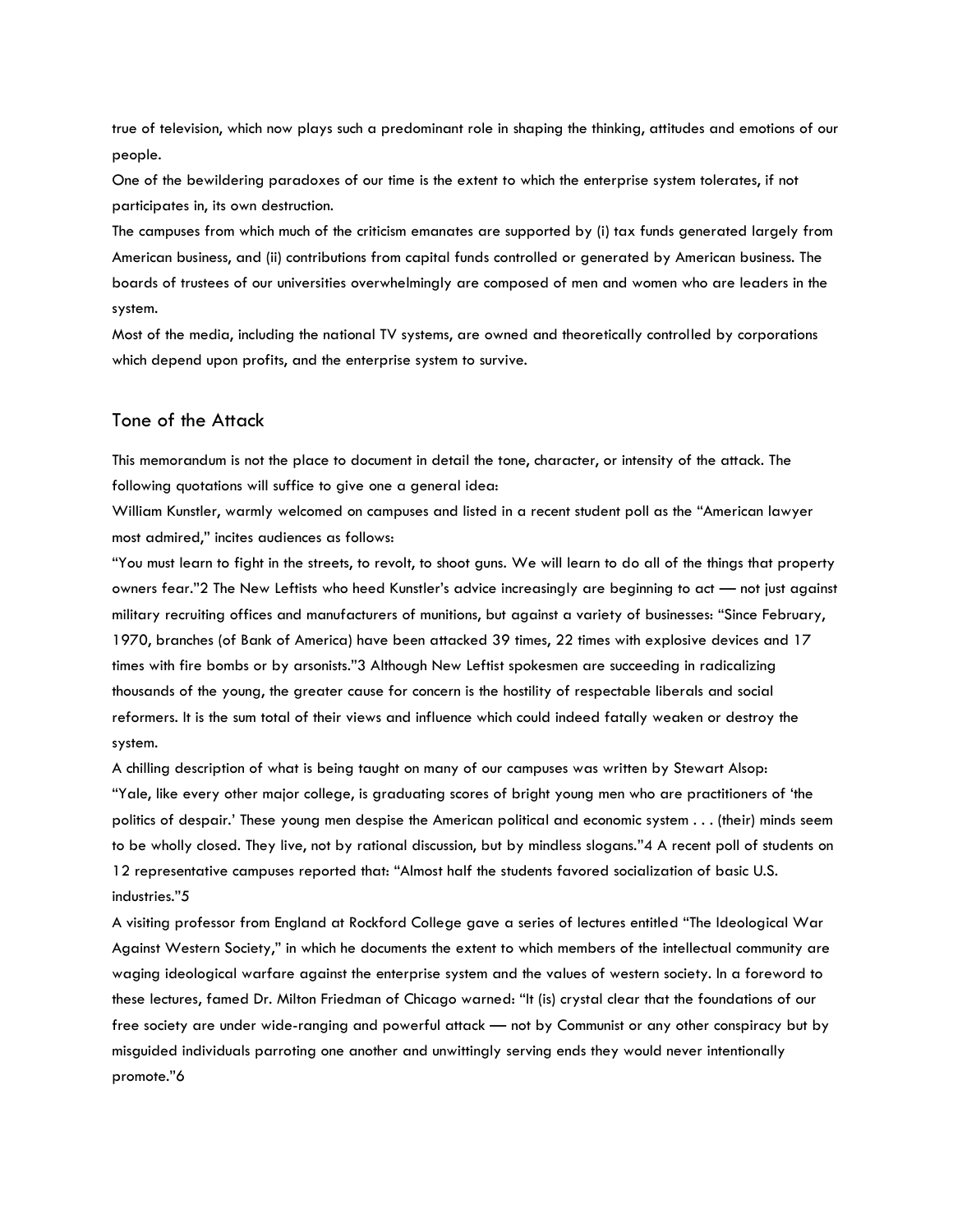true of television, which now plays such a predominant role in shaping the thinking, attitudes and emotions of our people.

One of the bewildering paradoxes of our time is the extent to which the enterprise system tolerates, if not participates in, its own destruction.

The campuses from which much of the criticism emanates are supported by (i) tax funds generated largely from American business, and (ii) contributions from capital funds controlled or generated by American business. The boards of trustees of our universities overwhelmingly are composed of men and women who are leaders in the system.

Most of the media, including the national TV systems, are owned and theoretically controlled by corporations which depend upon profits, and the enterprise system to survive.

## Tone of the Attack

This memorandum is not the place to document in detail the tone, character, or intensity of the attack. The following quotations will suffice to give one a general idea:

William Kunstler, warmly welcomed on campuses and listed in a recent student poll as the "American lawyer most admired," incites audiences as follows:

"You must learn to fight in the streets, to revolt, to shoot guns. We will learn to do all of the things that property owners fear."[2] The New Leftists who heed Kunstler's advice increasingly are beginning to act — not just against military recruiting offices and manufacturers of munitions, but against a variety of businesses: "Since February, 1970, branches (of Bank of America) have been attacked 39 times, 22 times with explosive devices and 17 times with fire bombs or by arsonists."[3] Although New Leftist spokesmen are succeeding in radicalizing thousands of the young, the greater cause for concern is the hostility of respectable liberals and social reformers. It is the sum total of their views and influence which could indeed fatally weaken or destroy the system.

A chilling description of what is being taught on many of our campuses was written by Stewart Alsop: "Yale, like every other major college, is graduating scores of bright young men who are practitioners of 'the politics of despair.' These young men despise the American political and economic system . . . (their) minds seem to be wholly closed. They live, not by rational discussion, but by mindless slogans."[4] A recent poll of students on 12 representative campuses reported that: "Almost half the students favored socialization of basic U.S. industries."[5]

A visiting professor from England at Rockford College gave a series of lectures entitled "The Ideological War Against Western Society," in which he documents the extent to which members of the intellectual community are waging ideological warfare against the enterprise system and the values of western society. In a foreword to these lectures, famed Dr. Milton Friedman of Chicago warned: "It (is) crystal clear that the foundations of our free society are under wide-ranging and powerful attack — not by Communist or any other conspiracy but by misguided individuals parroting one another and unwittingly serving ends they would never intentionally promote."[6]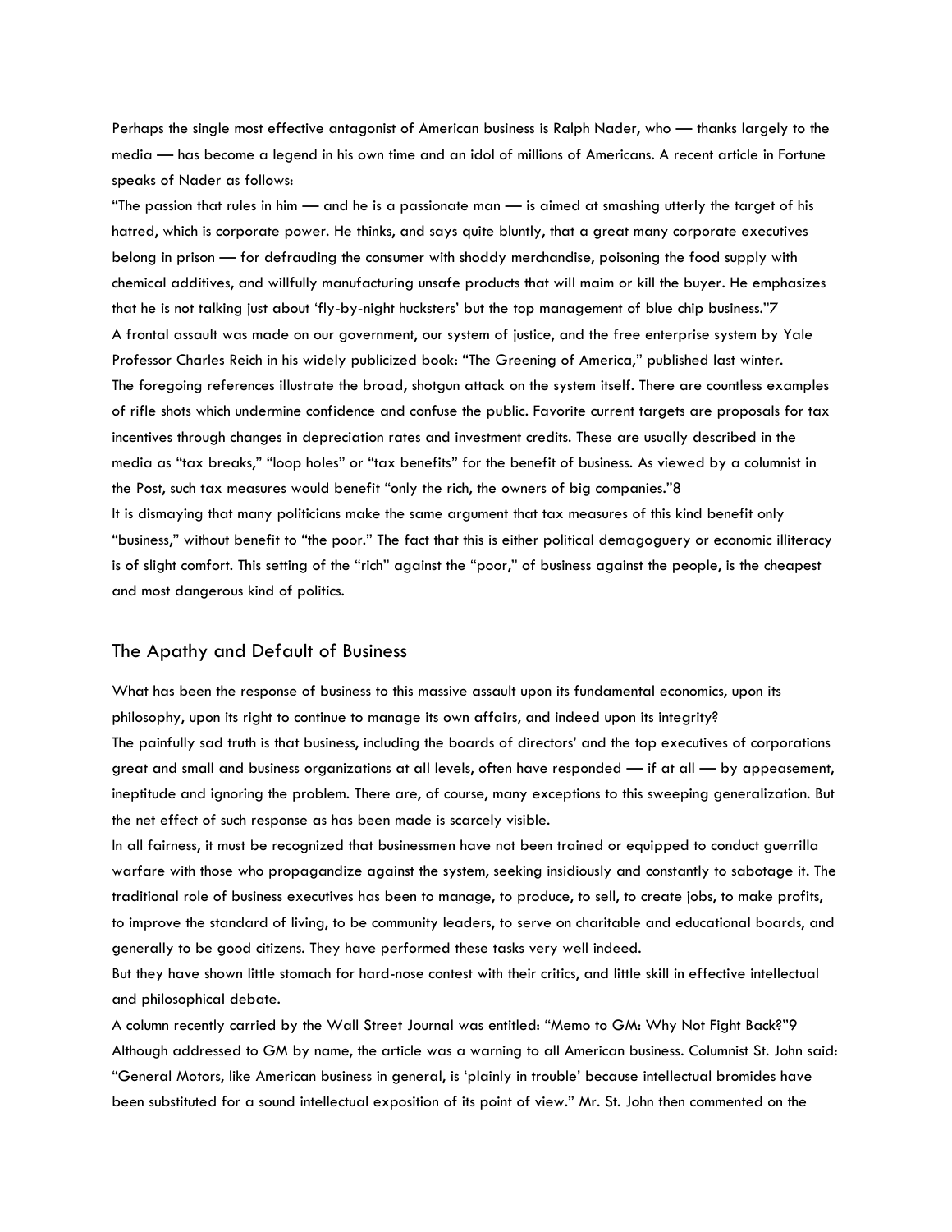Perhaps the single most effective antagonist of American business is Ralph Nader, who — thanks largely to the media — has become a legend in his own time and an idol of millions of Americans. A recent article in Fortune speaks of Nader as follows:

"The passion that rules in him — and he is a passionate man — is aimed at smashing utterly the target of his hatred, which is corporate power. He thinks, and says quite bluntly, that a great many corporate executives belong in prison — for defrauding the consumer with shoddy merchandise, poisoning the food supply with chemical additives, and willfully manufacturing unsafe products that will maim or kill the buyer. He emphasizes that he is not talking just about 'fly-by-night hucksters' but the top management of blue chip business."[7]

A frontal assault was made on our government, our system of justice, and the free enterprise system by Yale Professor Charles Reich in his widely publicized book: "The Greening of America," published last winter.

The foregoing references illustrate the broad, shotgun attack on the system itself. There are countless examples of rifle shots which undermine confidence and confuse the public. Favorite current targets are proposals for tax incentives through changes in depreciation rates and investment credits. These are usually described in the media as "tax breaks," "loop holes" or "tax benefits" for the benefit of business. As viewed by a columnist in the Post, such tax measures would benefit "only the rich, the owners of big companies."[8]

It is dismaying that many politicians make the same argument that tax measures of this kind benefit only "business," without benefit to "the poor." The fact that this is either political demagoguery or economic illiteracy is of slight comfort. This setting of the "rich" against the "poor," of business against the people, is the cheapest and most dangerous kind of politics.

## The Apathy and Default of Business

What has been the response of business to this massive assault upon its fundamental economics, upon its philosophy, upon its right to continue to manage its own affairs, and indeed upon its integrity?

The painfully sad truth is that business, including the boards of directors' and the top executives of corporations great and small and business organizations at all levels, often have responded — if at all — by appeasement, ineptitude and ignoring the problem. There are, of course, many exceptions to this sweeping generalization. But the net effect of such response as has been made is scarcely visible.

In all fairness, it must be recognized that businessmen have not been trained or equipped to conduct guerrilla warfare with those who propagandize against the system, seeking insidiously and constantly to sabotage it. The traditional role of business executives has been to manage, to produce, to sell, to create jobs, to make profits, to improve the standard of living, to be community leaders, to serve on charitable and educational boards, and generally to be good citizens. They have performed these tasks very well indeed.

But they have shown little stomach for hard-nose contest with their critics, and little skill in effective intellectual and philosophical debate.

A column recently carried by the Wall Street Journal was entitled: "Memo to GM: Why Not Fight Back?"[9]

Although addressed to GM by name, the article was a warning to all American business. Columnist St. John said: "General Motors, like American business in general, is 'plainly in trouble' because intellectual bromides have been substituted for a sound intellectual exposition of its point of view." Mr. St. John then commented on the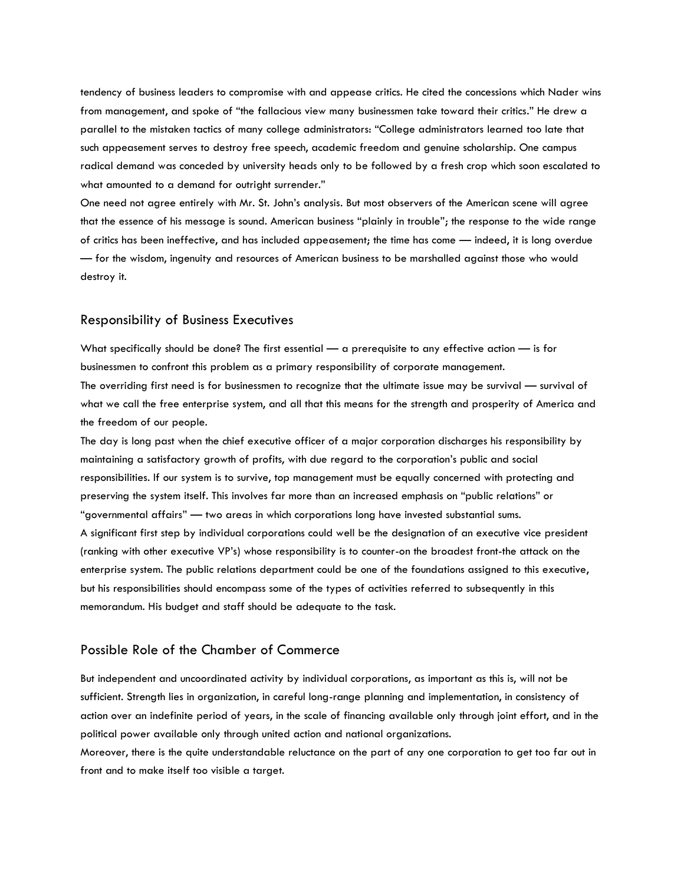tendency of business leaders to compromise with and appease critics. He cited the concessions which Nader wins from management, and spoke of "the fallacious view many businessmen take toward their critics." He drew a parallel to the mistaken tactics of many college administrators: "College administrators learned too late that such appeasement serves to destroy free speech, academic freedom and genuine scholarship. One campus radical demand was conceded by university heads only to be followed by a fresh crop which soon escalated to what amounted to a demand for outright surrender."

One need not agree entirely with Mr. St. John's analysis. But most observers of the American scene will agree that the essence of his message is sound. American business "plainly in trouble"; the response to the wide range of critics has been ineffective, and has included appeasement; the time has come — indeed, it is long overdue — for the wisdom, ingenuity and resources of American business to be marshalled against those who would destroy it.

## Responsibility of Business Executives

What specifically should be done? The first essential — a prerequisite to any effective action — is for businessmen to confront this problem as a primary responsibility of corporate management.

The overriding first need is for businessmen to recognize that the ultimate issue may be survival — survival of what we call the free enterprise system, and all that this means for the strength and prosperity of America and the freedom of our people.

The day is long past when the chief executive officer of a major corporation discharges his responsibility by maintaining a satisfactory growth of profits, with due regard to the corporation's public and social responsibilities. If our system is to survive, top management must be equally concerned with protecting and preserving the system itself. This involves far more than an increased emphasis on "public relations" or "governmental affairs" — two areas in which corporations long have invested substantial sums.

A significant first step by individual corporations could well be the designation of an executive vice president (ranking with other executive VP's) whose responsibility is to counter-on the broadest front-the attack on the enterprise system. The public relations department could be one of the foundations assigned to this executive, but his responsibilities should encompass some of the types of activities referred to subsequently in this memorandum. His budget and staff should be adequate to the task.

## Possible Role of the Chamber of Commerce

But independent and uncoordinated activity by individual corporations, as important as this is, will not be sufficient. Strength lies in organization, in careful long-range planning and implementation, in consistency of action over an indefinite period of years, in the scale of financing available only through joint effort, and in the political power available only through united action and national organizations.

Moreover, there is the quite understandable reluctance on the part of any one corporation to get too far out in front and to make itself too visible a target.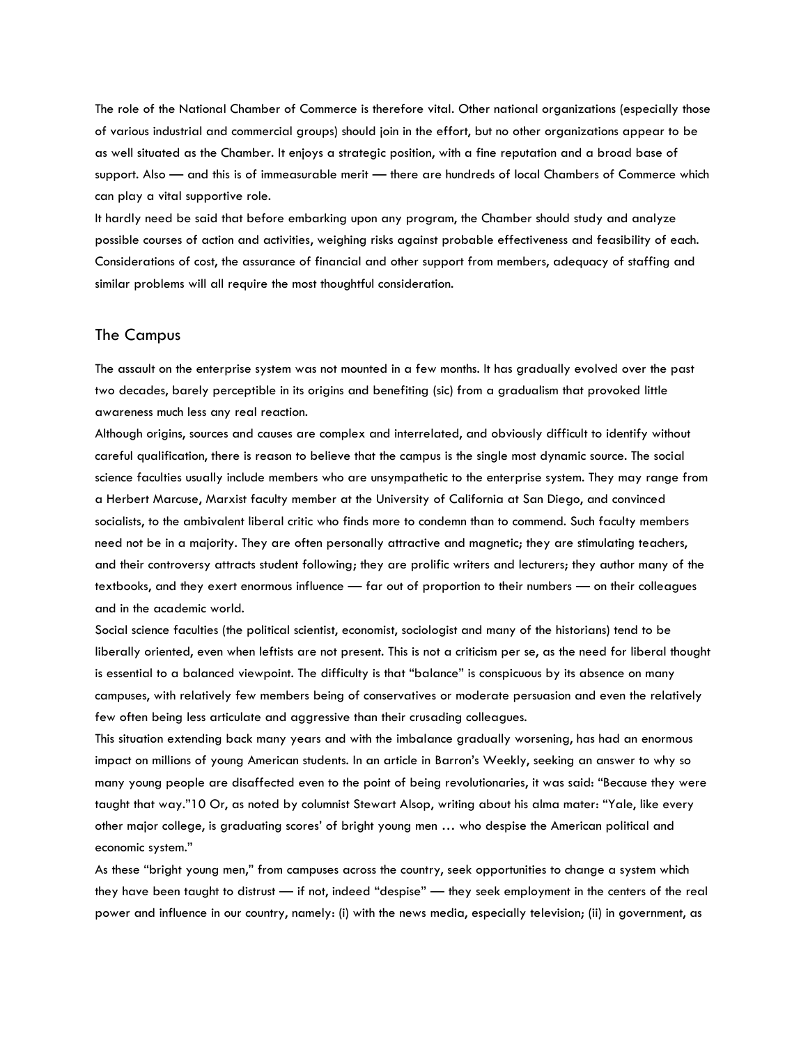The role of the National Chamber of Commerce is therefore vital. Other national organizations (especially those of various industrial and commercial groups) should join in the effort, but no other organizations appear to be as well situated as the Chamber. It enjoys a strategic position, with a fine reputation and a broad base of support. Also — and this is of immeasurable merit — there are hundreds of local Chambers of Commerce which can play a vital supportive role.

It hardly need be said that before embarking upon any program, the Chamber should study and analyze possible courses of action and activities, weighing risks against probable effectiveness and feasibility of each. Considerations of cost, the assurance of financial and other support from members, adequacy of staffing and similar problems will all require the most thoughtful consideration.

## The Campus

The assault on the enterprise system was not mounted in a few months. It has gradually evolved over the past two decades, barely perceptible in its origins and benefiting (sic) from a gradualism that provoked little awareness much less any real reaction.

Although origins, sources and causes are complex and interrelated, and obviously difficult to identify without careful qualification, there is reason to believe that the campus is the single most dynamic source. The social science faculties usually include members who are unsympathetic to the enterprise system. They may range from a Herbert Marcuse, Marxist faculty member at the University of California at San Diego, and convinced socialists, to the ambivalent liberal critic who finds more to condemn than to commend. Such faculty members need not be in a majority. They are often personally attractive and magnetic; they are stimulating teachers, and their controversy attracts student following; they are prolific writers and lecturers; they author many of the textbooks, and they exert enormous influence — far out of proportion to their numbers — on their colleagues and in the academic world.

Social science faculties (the political scientist, economist, sociologist and many of the historians) tend to be liberally oriented, even when leftists are not present. This is not a criticism per se, as the need for liberal thought is essential to a balanced viewpoint. The difficulty is that "balance" is conspicuous by its absence on many campuses, with relatively few members being of conservatives or moderate persuasion and even the relatively few often being less articulate and aggressive than their crusading colleagues.

This situation extending back many years and with the imbalance gradually worsening, has had an enormous impact on millions of young American students. In an article in Barron's Weekly, seeking an answer to why so many young people are disaffected even to the point of being revolutionaries, it was said: "Because they were taught that way."10 Or, as noted by columnist Stewart Alsop, writing about his alma mater: "Yale, like every other major college, is graduating scores' of bright young men … who despise the American political and economic system."

As these "bright young men," from campuses across the country, seek opportunities to change a system which they have been taught to distrust — if not, indeed "despise" — they seek employment in the centers of the real power and influence in our country, namely: (i) with the news media, especially television; (ii) in government, as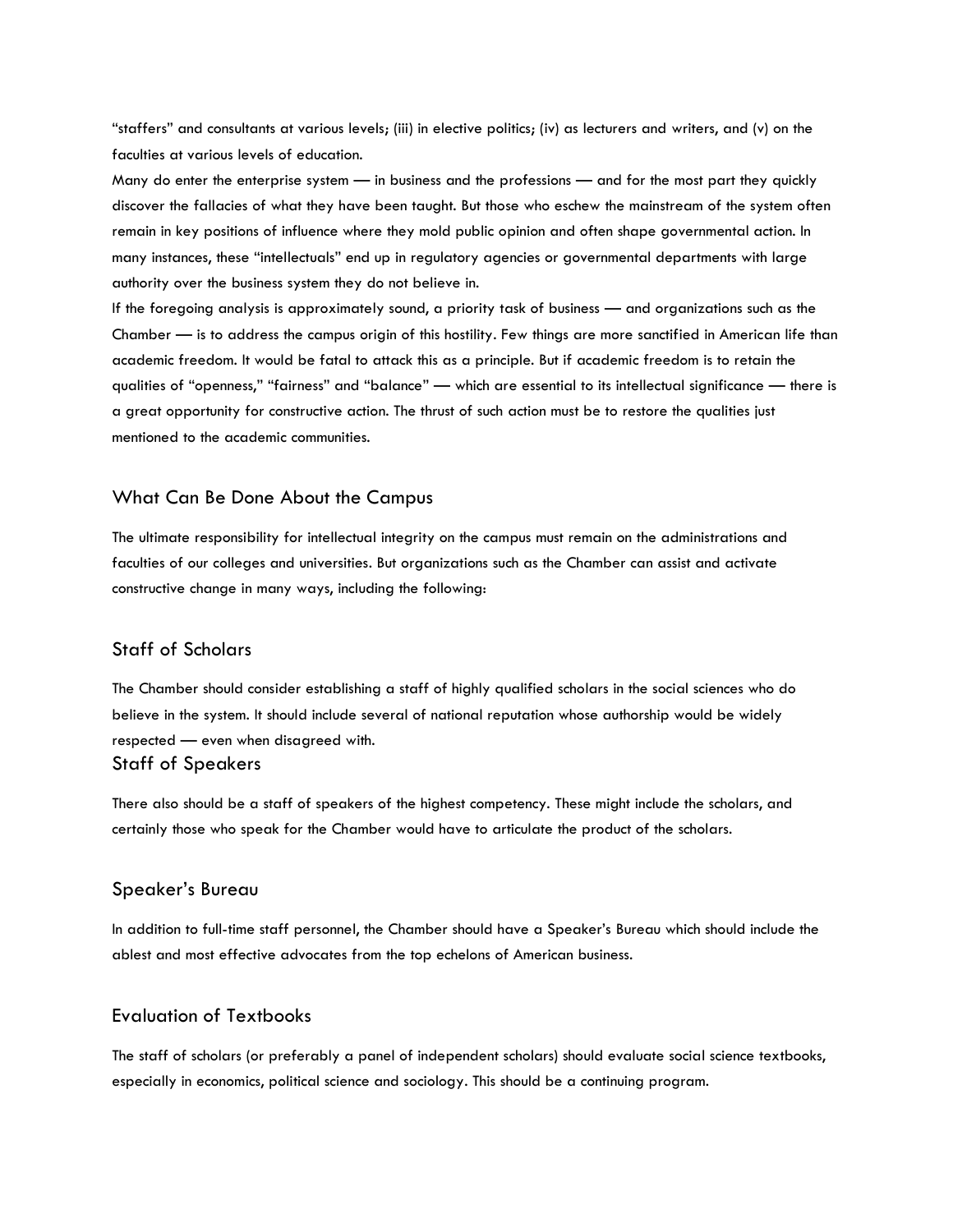"staffers" and consultants at various levels; (iii) in elective politics; (iv) as lecturers and writers, and (v) on the faculties at various levels of education.

Many do enter the enterprise system — in business and the professions — and for the most part they quickly discover the fallacies of what they have been taught. But those who eschew the mainstream of the system often remain in key positions of influence where they mold public opinion and often shape governmental action. In many instances, these "intellectuals" end up in regulatory agencies or governmental departments with large authority over the business system they do not believe in.

If the foregoing analysis is approximately sound, a priority task of business — and organizations such as the Chamber — is to address the campus origin of this hostility. Few things are more sanctified in American life than academic freedom. It would be fatal to attack this as a principle. But if academic freedom is to retain the qualities of "openness," "fairness" and "balance" — which are essential to its intellectual significance — there is a great opportunity for constructive action. The thrust of such action must be to restore the qualities just mentioned to the academic communities.

## What Can Be Done About the Campus

The ultimate responsibility for intellectual integrity on the campus must remain on the administrations and faculties of our colleges and universities. But organizations such as the Chamber can assist and activate constructive change in many ways, including the following:

## Staff of Scholars

The Chamber should consider establishing a staff of highly qualified scholars in the social sciences who do believe in the system. It should include several of national reputation whose authorship would be widely respected — even when disagreed with.

## Staff of Speakers

There also should be a staff of speakers of the highest competency. These might include the scholars, and certainly those who speak for the Chamber would have to articulate the product of the scholars.

## Speaker's Bureau

In addition to full-time staff personnel, the Chamber should have a Speaker's Bureau which should include the ablest and most effective advocates from the top echelons of American business.

## Evaluation of Textbooks

The staff of scholars (or preferably a panel of independent scholars) should evaluate social science textbooks, especially in economics, political science and sociology. This should be a continuing program.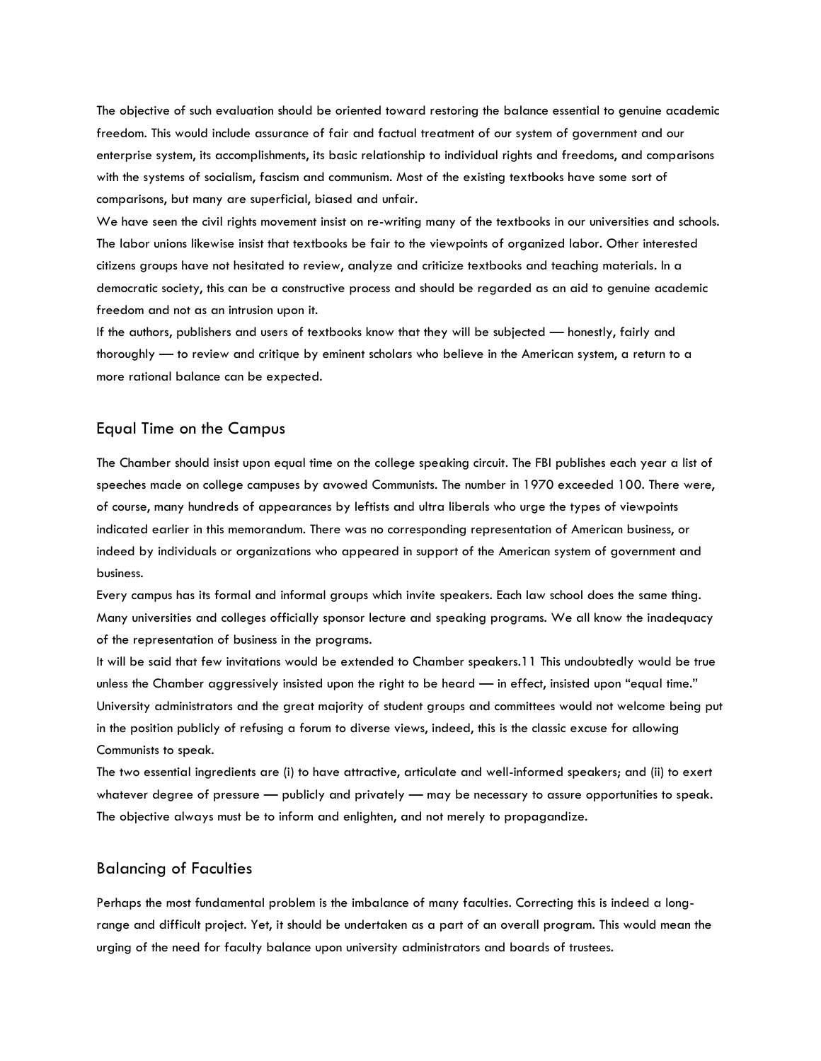The objective of such evaluation should be oriented toward restoring the balance essential to genuine academic freedom. This would include assurance of fair and factual treatment of our system of government and our enterprise system, its accomplishments, its basic relationship to individual rights and freedoms, and comparisons with the systems of socialism, fascism and communism. Most of the existing textbooks have some sort of comparisons, but many are superficial, biased and unfair.

We have seen the civil rights movement insist on re-writing many of the textbooks in our universities and schools. The labor unions likewise insist that textbooks be fair to the viewpoints of organized labor. Other interested citizens groups have not hesitated to review, analyze and criticize textbooks and teaching materials. In a democratic society, this can be a constructive process and should be regarded as an aid to genuine academic freedom and not as an intrusion upon it.

If the authors, publishers and users of textbooks know that they will be subjected — honestly, fairly and thoroughly — to review and critique by eminent scholars who believe in the American system, a return to a more rational balance can be expected.

## Equal Time on the Campus

The Chamber should insist upon equal time on the college speaking circuit. The FBI publishes each year a list of speeches made on college campuses by avowed Communists. The number in 1970 exceeded 100. There were, of course, many hundreds of appearances by leftists and ultra liberals who urge the types of viewpoints indicated earlier in this memorandum. There was no corresponding representation of American business, or indeed by individuals or organizations who appeared in support of the American system of government and business.

Every campus has its formal and informal groups which invite speakers. Each law school does the same thing. Many universities and colleges officially sponsor lecture and speaking programs. We all know the inadequacy of the representation of business in the programs.

It will be said that few invitations would be extended to Chamber speakers.[11] This undoubtedly would be true unless the Chamber aggressively insisted upon the right to be heard — in effect, insisted upon "equal time." University administrators and the great majority of student groups and committees would not welcome being put in the position publicly of refusing a forum to diverse views, indeed, this is the classic excuse for allowing Communists to speak.

The two essential ingredients are (i) to have attractive, articulate and well-informed speakers; and (ii) to exert whatever degree of pressure — publicly and privately — may be necessary to assure opportunities to speak. The objective always must be to inform and enlighten, and not merely to propagandize.

## Balancing of Faculties

Perhaps the most fundamental problem is the imbalance of many faculties. Correcting this is indeed a long-range and difficult project. Yet, it should be undertaken as a part of an overall program. This would mean the urging of the need for faculty balance upon university administrators and boards of trustees.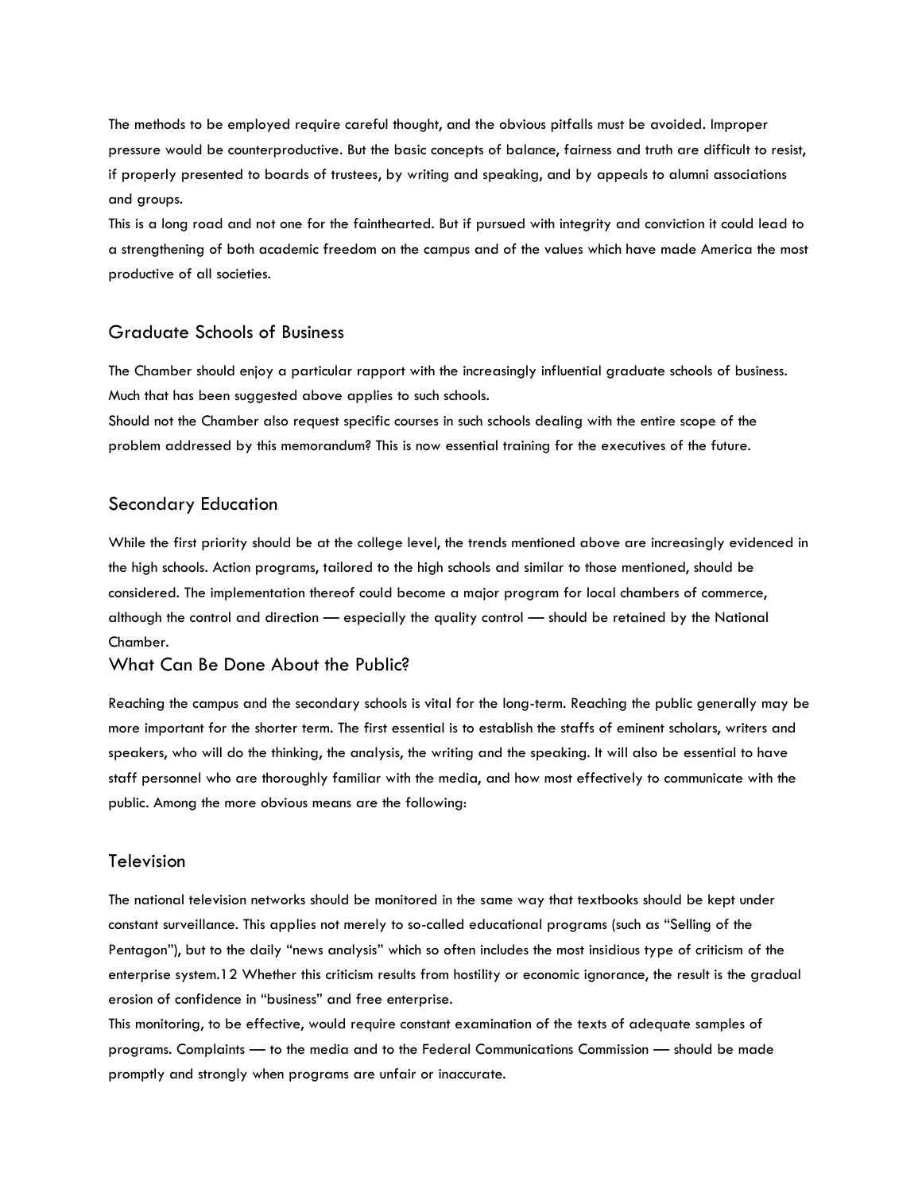The methods to be employed require careful thought, and the obvious pitfalls must be avoided. Improper pressure would be counterproductive. But the basic concepts of balance, fairness and truth are difficult to resist, if properly presented to boards of trustees, by writing and speaking, and by appeals to alumni associations and groups.

This is a long road and not one for the fainthearted. But if pursued with integrity and conviction it could lead to a strengthening of both academic freedom on the campus and of the values which have made America the most productive of all societies.

## Graduate Schools of Business

The Chamber should enjoy a particular rapport with the increasingly influential graduate schools of business. Much that has been suggested above applies to such schools.

Should not the Chamber also request specific courses in such schools dealing with the entire scope of the problem addressed by this memorandum? This is now essential training for the executives of the future.

## Secondary Education

While the first priority should be at the college level, the trends mentioned above are increasingly evidenced in the high schools. Action programs, tailored to the high schools and similar to those mentioned, should be considered. The implementation thereof could become a major program for local chambers of commerce, although the control and direction — especially the quality control — should be retained by the National Chamber.

## What Can Be Done About the Public?

Reaching the campus and the secondary schools is vital for the long-term. Reaching the public generally may be more important for the shorter term. The first essential is to establish the staffs of eminent scholars, writers and speakers, who will do the thinking, the analysis, the writing and the speaking. It will also be essential to have staff personnel who are thoroughly familiar with the media, and how most effectively to communicate with the public. Among the more obvious means are the following:

## Television

The national television networks should be monitored in the same way that textbooks should be kept under constant surveillance. This applies not merely to so-called educational programs (such as "Selling of the Pentagon"), but to the daily "news analysis" which so often includes the most insidious type of criticism of the enterprise system.[12] Whether this criticism results from hostility or economic ignorance, the result is the gradual erosion of confidence in "business" and free enterprise.

This monitoring, to be effective, would require constant examination of the texts of adequate samples of programs. Complaints — to the media and to the Federal Communications Commission — should be made promptly and strongly when programs are unfair or inaccurate.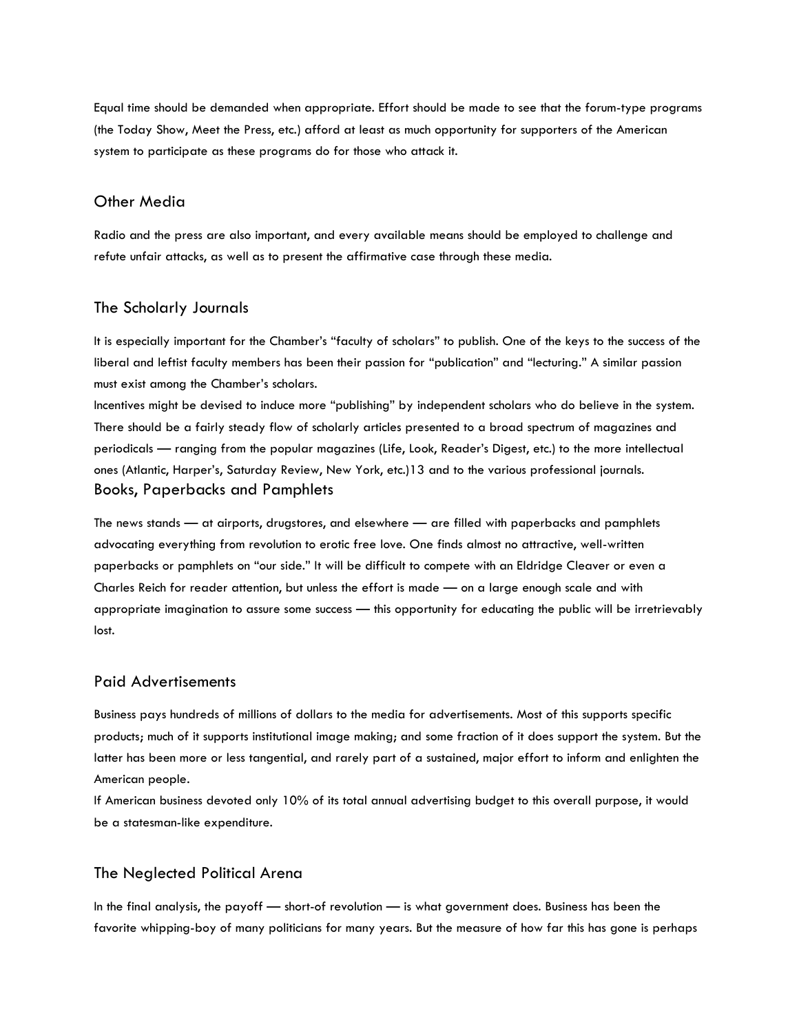Equal time should be demanded when appropriate. Effort should be made to see that the forum-type programs (the Today Show, Meet the Press, etc.) afford at least as much opportunity for supporters of the American system to participate as these programs do for those who attack it.

## Other Media

Radio and the press are also important, and every available means should be employed to challenge and refute unfair attacks, as well as to present the affirmative case through these media.

## The Scholarly Journals

It is especially important for the Chamber's "faculty of scholars" to publish. One of the keys to the success of the liberal and leftist faculty members has been their passion for "publication" and "lecturing." A similar passion must exist among the Chamber's scholars.

Incentives might be devised to induce more "publishing" by independent scholars who do believe in the system. There should be a fairly steady flow of scholarly articles presented to a broad spectrum of magazines and periodicals — ranging from the popular magazines (Life, Look, Reader's Digest, etc.) to the more intellectual ones (Atlantic, Harper's, Saturday Review, New York, etc.)13 and to the various professional journals.

## Books, Paperbacks and Pamphlets

The news stands — at airports, drugstores, and elsewhere — are filled with paperbacks and pamphlets advocating everything from revolution to erotic free love. One finds almost no attractive, well-written paperbacks or pamphlets on "our side." It will be difficult to compete with an Eldridge Cleaver or even a Charles Reich for reader attention, but unless the effort is made — on a large enough scale and with appropriate imagination to assure some success — this opportunity for educating the public will be irretrievably lost.

## Paid Advertisements

Business pays hundreds of millions of dollars to the media for advertisements. Most of this supports specific products; much of it supports institutional image making; and some fraction of it does support the system. But the latter has been more or less tangential, and rarely part of a sustained, major effort to inform and enlighten the American people.

If American business devoted only 10% of its total annual advertising budget to this overall purpose, it would be a statesman-like expenditure.

## The Neglected Political Arena

In the final analysis, the payoff — short-of revolution — is what government does. Business has been the favorite whipping-boy of many politicians for many years. But the measure of how far this has gone is perhaps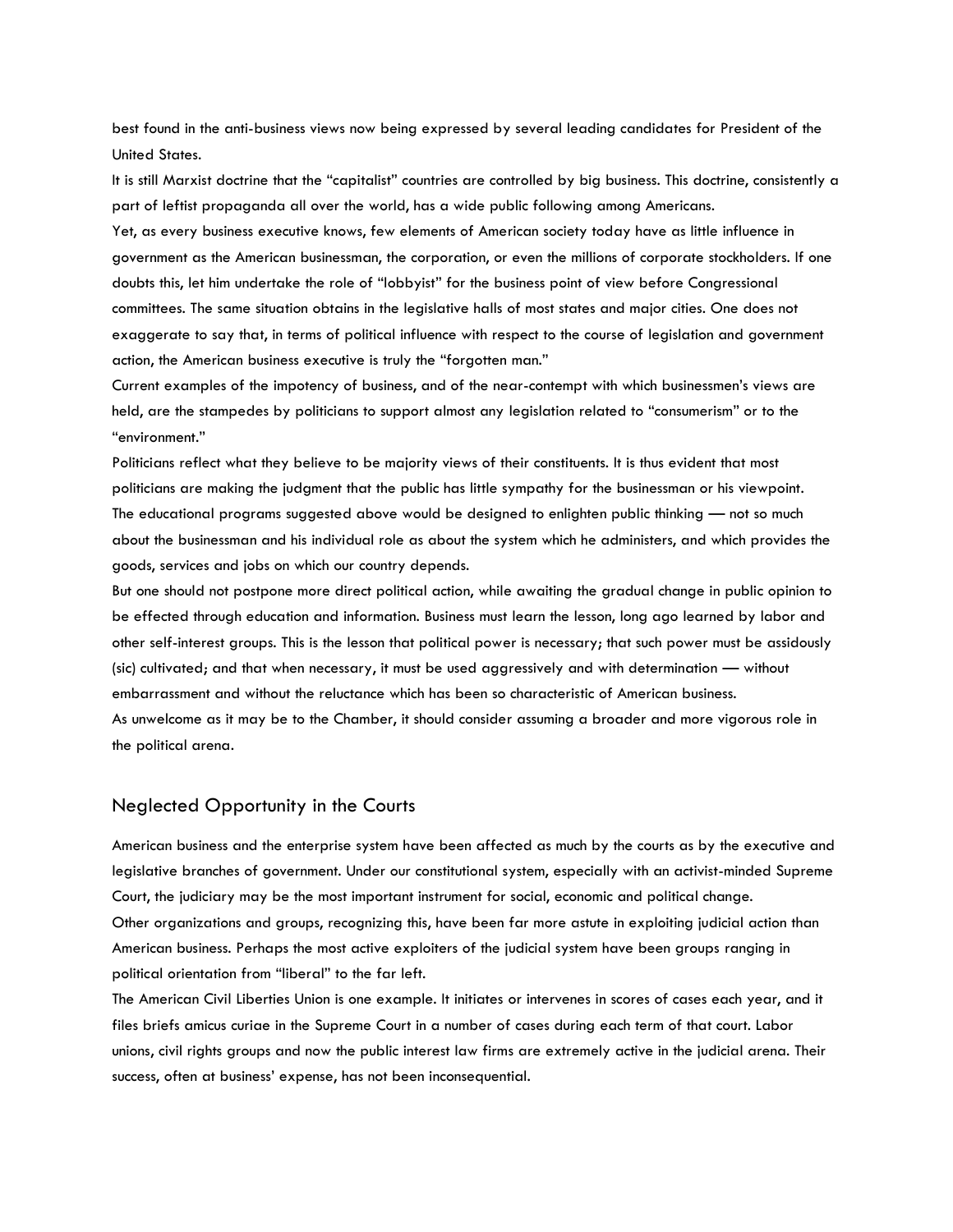best found in the anti-business views now being expressed by several leading candidates for President of the United States.

It is still Marxist doctrine that the "capitalist" countries are controlled by big business. This doctrine, consistently a part of leftist propaganda all over the world, has a wide public following among Americans.

Yet, as every business executive knows, few elements of American society today have as little influence in government as the American businessman, the corporation, or even the millions of corporate stockholders. If one doubts this, let him undertake the role of "lobbyist" for the business point of view before Congressional committees. The same situation obtains in the legislative halls of most states and major cities. One does not exaggerate to say that, in terms of political influence with respect to the course of legislation and government action, the American business executive is truly the "forgotten man."

Current examples of the impotency of business, and of the near-contempt with which businessmen's views are held, are the stampedes by politicians to support almost any legislation related to "consumerism" or to the "environment."

Politicians reflect what they believe to be majority views of their constituents. It is thus evident that most politicians are making the judgment that the public has little sympathy for the businessman or his viewpoint.

The educational programs suggested above would be designed to enlighten public thinking — not so much about the businessman and his individual role as about the system which he administers, and which provides the goods, services and jobs on which our country depends.

But one should not postpone more direct political action, while awaiting the gradual change in public opinion to be effected through education and information. Business must learn the lesson, long ago learned by labor and other self-interest groups. This is the lesson that political power is necessary; that such power must be assidously (sic) cultivated; and that when necessary, it must be used aggressively and with determination — without embarrassment and without the reluctance which has been so characteristic of American business.

As unwelcome as it may be to the Chamber, it should consider assuming a broader and more vigorous role in the political arena.

## Neglected Opportunity in the Courts

American business and the enterprise system have been affected as much by the courts as by the executive and legislative branches of government. Under our constitutional system, especially with an activist-minded Supreme Court, the judiciary may be the most important instrument for social, economic and political change.

Other organizations and groups, recognizing this, have been far more astute in exploiting judicial action than American business. Perhaps the most active exploiters of the judicial system have been groups ranging in political orientation from "liberal" to the far left.

The American Civil Liberties Union is one example. It initiates or intervenes in scores of cases each year, and it files briefs amicus curiae in the Supreme Court in a number of cases during each term of that court. Labor unions, civil rights groups and now the public interest law firms are extremely active in the judicial arena. Their success, often at business' expense, has not been inconsequential.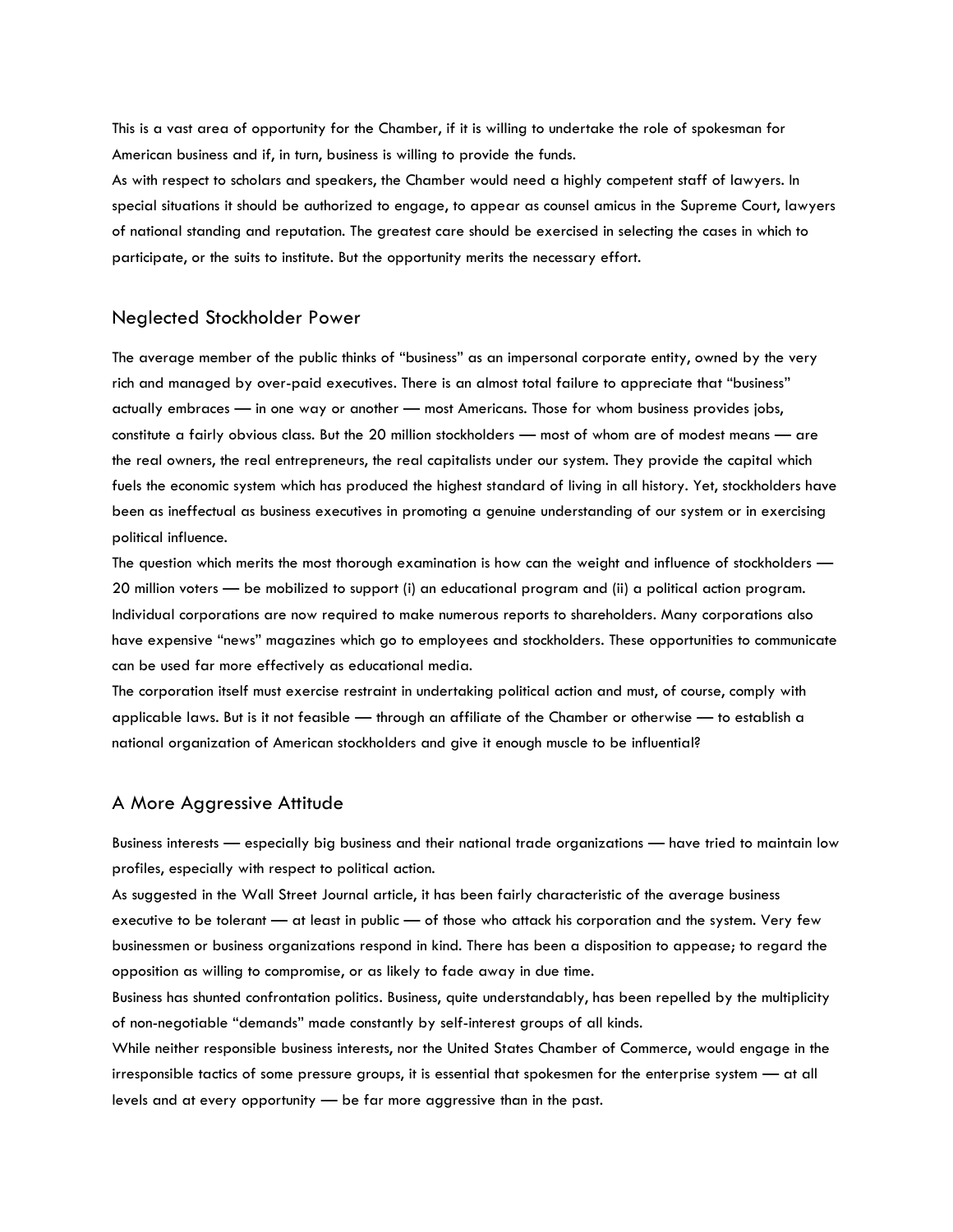This is a vast area of opportunity for the Chamber, if it is willing to undertake the role of spokesman for American business and if, in turn, business is willing to provide the funds.

As with respect to scholars and speakers, the Chamber would need a highly competent staff of lawyers. In special situations it should be authorized to engage, to appear as counsel amicus in the Supreme Court, lawyers of national standing and reputation. The greatest care should be exercised in selecting the cases in which to participate, or the suits to institute. But the opportunity merits the necessary effort.

## Neglected Stockholder Power

The average member of the public thinks of "business" as an impersonal corporate entity, owned by the very rich and managed by over-paid executives. There is an almost total failure to appreciate that "business" actually embraces — in one way or another — most Americans. Those for whom business provides jobs, constitute a fairly obvious class. But the 20 million stockholders — most of whom are of modest means — are the real owners, the real entrepreneurs, the real capitalists under our system. They provide the capital which fuels the economic system which has produced the highest standard of living in all history. Yet, stockholders have been as ineffectual as business executives in promoting a genuine understanding of our system or in exercising political influence.

The question which merits the most thorough examination is how can the weight and influence of stockholders — 20 million voters — be mobilized to support (i) an educational program and (ii) a political action program.

Individual corporations are now required to make numerous reports to shareholders. Many corporations also have expensive "news" magazines which go to employees and stockholders. These opportunities to communicate can be used far more effectively as educational media.

The corporation itself must exercise restraint in undertaking political action and must, of course, comply with applicable laws. But is it not feasible — through an affiliate of the Chamber or otherwise — to establish a national organization of American stockholders and give it enough muscle to be influential?

## A More Aggressive Attitude

Business interests — especially big business and their national trade organizations — have tried to maintain low profiles, especially with respect to political action.

As suggested in the Wall Street Journal article, it has been fairly characteristic of the average business executive to be tolerant — at least in public — of those who attack his corporation and the system. Very few businessmen or business organizations respond in kind. There has been a disposition to appease; to regard the opposition as willing to compromise, or as likely to fade away in due time.

Business has shunted confrontation politics. Business, quite understandably, has been repelled by the multiplicity of non-negotiable "demands" made constantly by self-interest groups of all kinds.

While neither responsible business interests, nor the United States Chamber of Commerce, would engage in the irresponsible tactics of some pressure groups, it is essential that spokesmen for the enterprise system — at all levels and at every opportunity — be far more aggressive than in the past.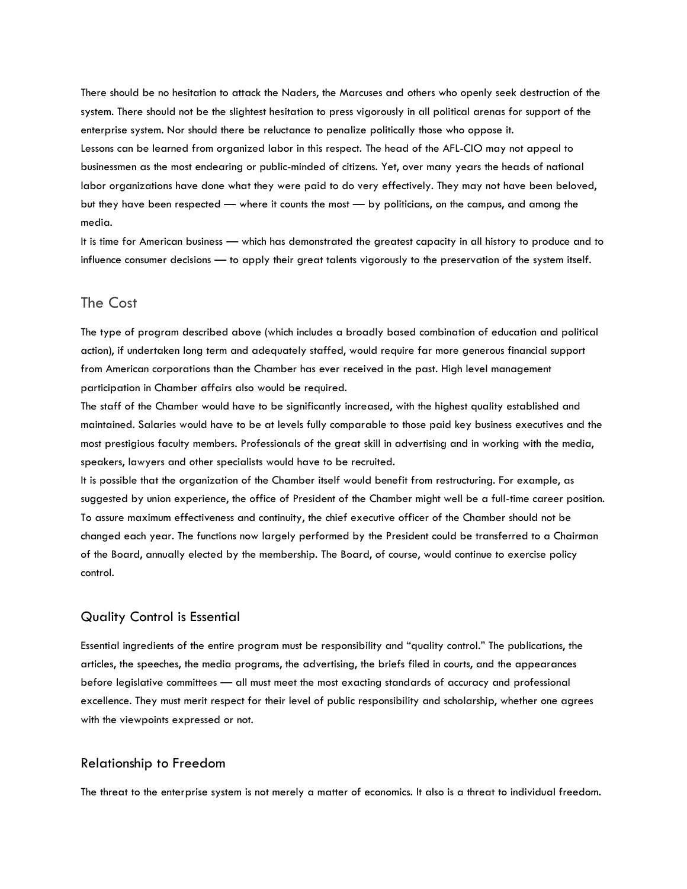There should be no hesitation to attack the Naders, the Marcuses and others who openly seek destruction of the system. There should not be the slightest hesitation to press vigorously in all political arenas for support of the enterprise system. Nor should there be reluctance to penalize politically those who oppose it.

Lessons can be learned from organized labor in this respect. The head of the AFL-CIO may not appeal to businessmen as the most endearing or public-minded of citizens. Yet, over many years the heads of national labor organizations have done what they were paid to do very effectively. They may not have been beloved, but they have been respected — where it counts the most — by politicians, on the campus, and among the media.

It is time for American business — which has demonstrated the greatest capacity in all history to produce and to influence consumer decisions — to apply their great talents vigorously to the preservation of the system itself.

## The Cost

The type of program described above (which includes a broadly based combination of education and political action), if undertaken long term and adequately staffed, would require far more generous financial support from American corporations than the Chamber has ever received in the past. High level management participation in Chamber affairs also would be required.

The staff of the Chamber would have to be significantly increased, with the highest quality established and maintained. Salaries would have to be at levels fully comparable to those paid key business executives and the most prestigious faculty members. Professionals of the great skill in advertising and in working with the media, speakers, lawyers and other specialists would have to be recruited.

It is possible that the organization of the Chamber itself would benefit from restructuring. For example, as suggested by union experience, the office of President of the Chamber might well be a full-time career position. To assure maximum effectiveness and continuity, the chief executive officer of the Chamber should not be changed each year. The functions now largely performed by the President could be transferred to a Chairman of the Board, annually elected by the membership. The Board, of course, would continue to exercise policy control.

## Quality Control is Essential

Essential ingredients of the entire program must be responsibility and "quality control." The publications, the articles, the speeches, the media programs, the advertising, the briefs filed in courts, and the appearances before legislative committees — all must meet the most exacting standards of accuracy and professional excellence. They must merit respect for their level of public responsibility and scholarship, whether one agrees with the viewpoints expressed or not.

## Relationship to Freedom

The threat to the enterprise system is not merely a matter of economics. It also is a threat to individual freedom.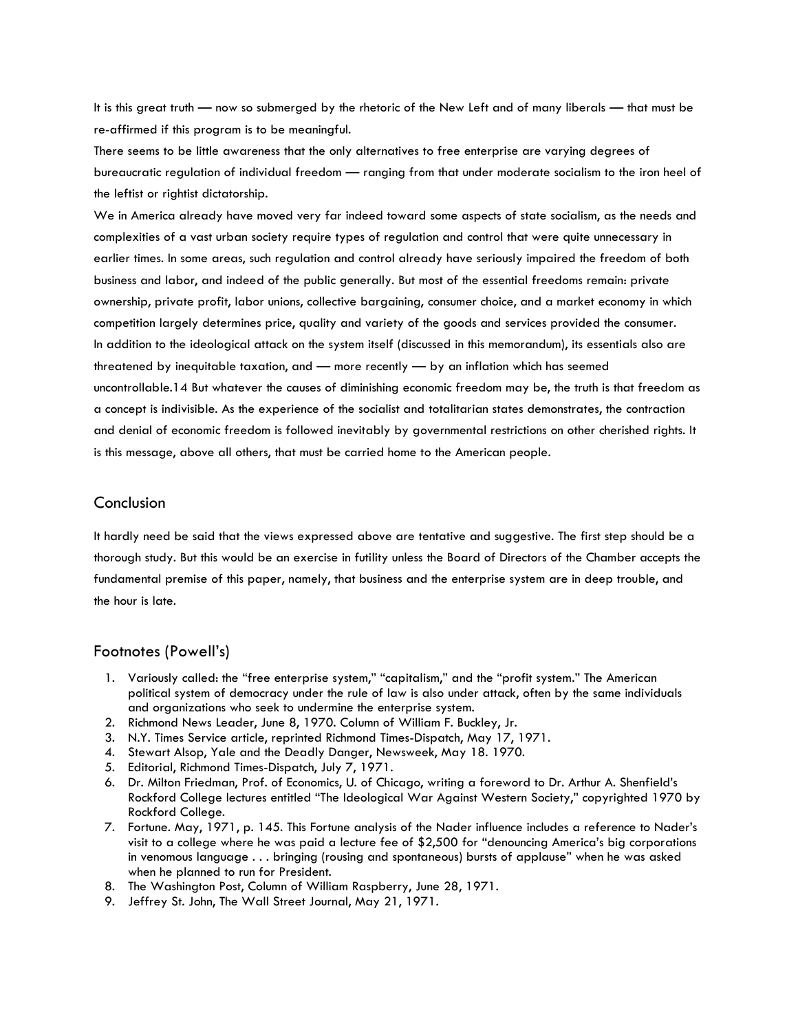It is this great truth — now so submerged by the rhetoric of the New Left and of many liberals — that must be re-affirmed if this program is to be meaningful.

There seems to be little awareness that the only alternatives to free enterprise are varying degrees of bureaucratic regulation of individual freedom — ranging from that under moderate socialism to the iron heel of the leftist or rightist dictatorship.

We in America already have moved very far indeed toward some aspects of state socialism, as the needs and complexities of a vast urban society require types of regulation and control that were quite unnecessary in earlier times. In some areas, such regulation and control already have seriously impaired the freedom of both business and labor, and indeed of the public generally. But most of the essential freedoms remain: private ownership, private profit, labor unions, collective bargaining, consumer choice, and a market economy in which competition largely determines price, quality and variety of the goods and services provided the consumer.

In addition to the ideological attack on the system itself (discussed in this memorandum), its essentials also are threatened by inequitable taxation, and — more recently — by an inflation which has seemed uncontrollable.14 But whatever the causes of diminishing economic freedom may be, the truth is that freedom as a concept is indivisible. As the experience of the socialist and totalitarian states demonstrates, the contraction and denial of economic freedom is followed inevitably by governmental restrictions on other cherished rights. It is this message, above all others, that must be carried home to the American people.

## Conclusion

It hardly need be said that the views expressed above are tentative and suggestive. The first step should be a thorough study. But this would be an exercise in futility unless the Board of Directors of the Chamber accepts the fundamental premise of this paper, namely, that business and the enterprise system are in deep trouble, and the hour is late.

## Footnotes (Powell's)

1. Variously called: the "free enterprise system," "capitalism," and the "profit system." The American political system of democracy under the rule of law is also under attack, often by the same individuals and organizations who seek to undermine the enterprise system.
2. Richmond News Leader, June 8, 1970. Column of William F. Buckley, Jr.
3. N.Y. Times Service article, reprinted Richmond Times-Dispatch, May 17, 1971.
4. Stewart Alsop, Yale and the Deadly Danger, Newsweek, May 18. 1970.
5. Editorial, Richmond Times-Dispatch, July 7, 1971.
6. Dr. Milton Friedman, Prof. of Economics, U. of Chicago, writing a foreword to Dr. Arthur A. Shenfield's Rockford College lectures entitled "The Ideological War Against Western Society," copyrighted 1970 by Rockford College.
7. Fortune. May, 1971, p. 145. This Fortune analysis of the Nader influence includes a reference to Nader's visit to a college where he was paid a lecture fee of $2,500 for "denouncing America's big corporations in venomous language . . . bringing (rousing and spontaneous) bursts of applause" when he was asked when he planned to run for President.
8. The Washington Post, Column of William Raspberry, June 28, 1971.
9. Jeffrey St. John, The Wall Street Journal, May 21, 1971.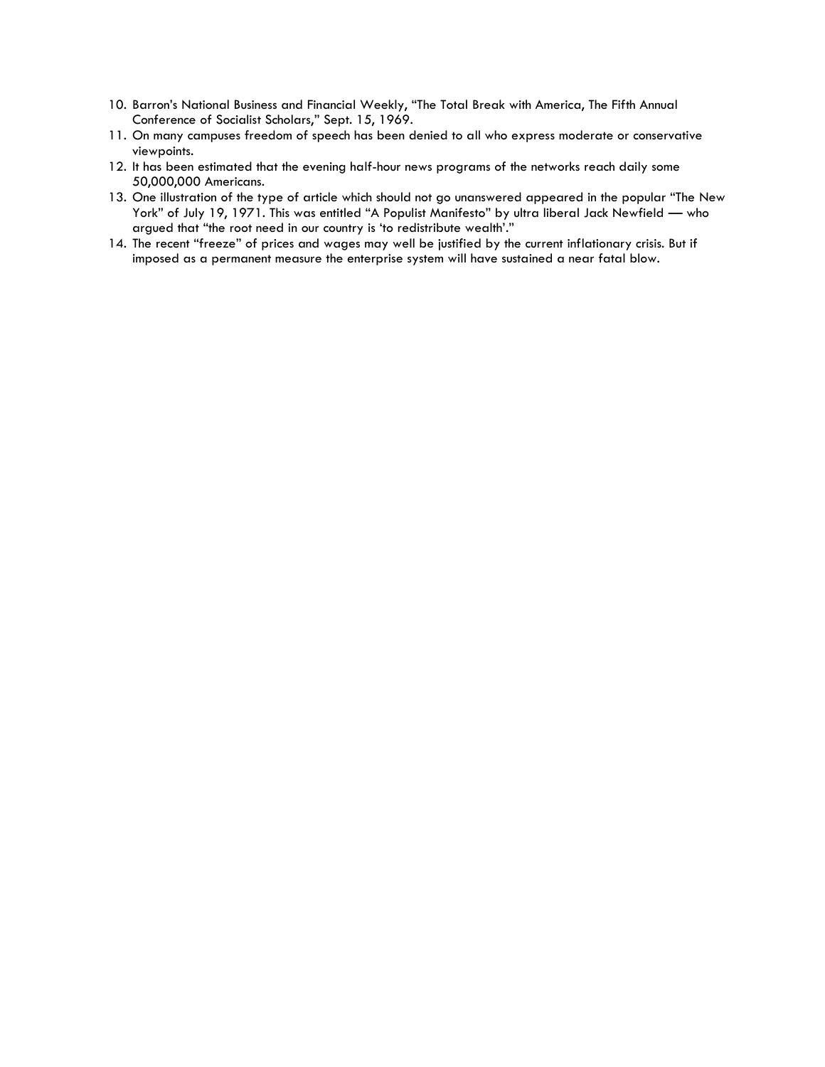10. Barron's National Business and Financial Weekly, "The Total Break with America, The Fifth Annual Conference of Socialist Scholars," Sept. 15, 1969.
11. On many campuses freedom of speech has been denied to all who express moderate or conservative viewpoints.
12. It has been estimated that the evening half-hour news programs of the networks reach daily some 50,000,000 Americans.
13. One illustration of the type of article which should not go unanswered appeared in the popular "The New York" of July 19, 1971. This was entitled "A Populist Manifesto" by ultra liberal Jack Newfield — who argued that "the root need in our country is 'to redistribute wealth'."
14. The recent "freeze" of prices and wages may well be justified by the current inflationary crisis. But if imposed as a permanent measure the enterprise system will have sustained a near fatal blow.